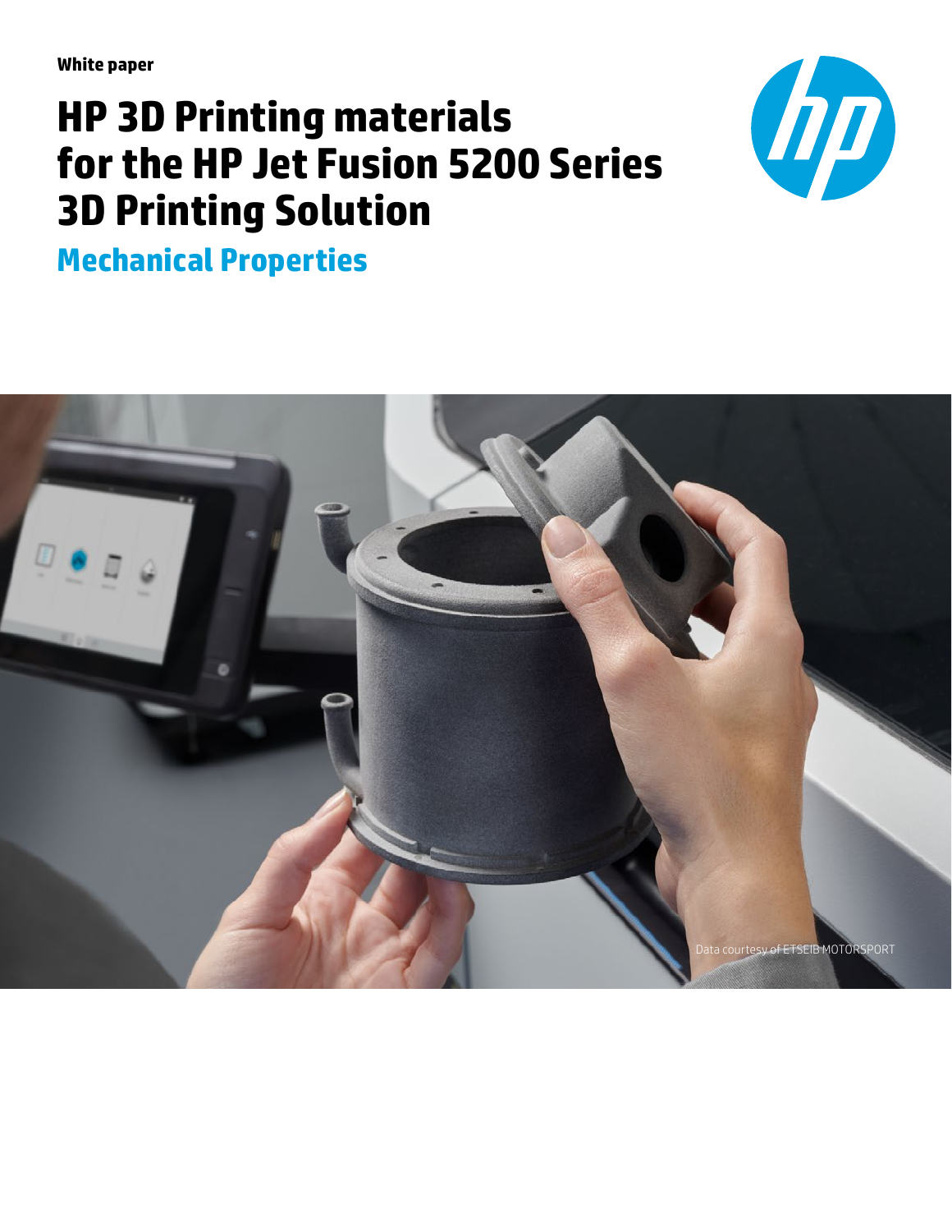White paper

# HP 3D Printing materials for the HP Jet Fusion 5200 Series 3D Printing Solution

## Mechanical Properties

Data courtesy of ETSEIB MOTORSPORT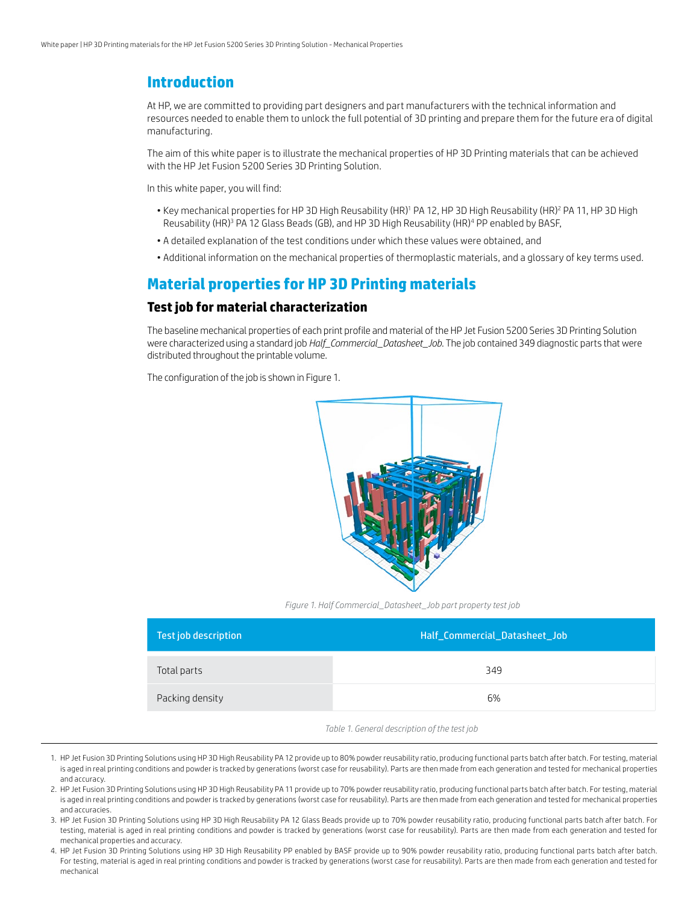# Introduction

At HP, we are committed to providing part designers and part manufacturers with the technical information and resources needed to enable them to unlock the full potential of 3D printing and prepare them for the future era of digital manufacturing.

The aim of this white paper is to illustrate the mechanical properties of HP 3D Printing materials that can be achieved with the HP Jet Fusion 5200 Series 3D Printing Solution.

In this white paper, you will find:

- Key mechanical properties for HP 3D High Reusability (HR)[1] PA 12, HP 3D High Reusability (HR)[2] PA 11, HP 3D High Reusability (HR)[3] PA 12 Glass Beads (GB), and HP 3D High Reusability (HR)[4] PP enabled by BASF,
- A detailed explanation of the test conditions under which these values were obtained, and
- Additional information on the mechanical properties of thermoplastic materials, and a glossary of key terms used.

# Material properties for HP 3D Printing materials

## Test job for material characterization

The baseline mechanical properties of each print profile and material of the HP Jet Fusion 5200 Series 3D Printing Solution were characterized using a standard job *Half_Commercial_Datasheet_Job*. The job contained 349 diagnostic parts that were distributed throughout the printable volume.

The configuration of the job is shown in Figure 1.

*Figure 1. Half Commercial_Datasheet_Job part property test job*

| Test job description | Half_Commercial_Datasheet_Job |
| --- | --- |
| Total parts | 349 |
| Packing density | 6% |

*Table 1. General description of the test job*

1. HP Jet Fusion 3D Printing Solutions using HP 3D High Reusability PA 12 provide up to 80% powder reusability ratio, producing functional parts batch after batch. For testing, material is aged in real printing conditions and powder is tracked by generations (worst case for reusability). Parts are then made from each generation and tested for mechanical properties and accuracy.
2. HP Jet Fusion 3D Printing Solutions using HP 3D High Reusability PA 11 provide up to 70% powder reusability ratio, producing functional parts batch after batch. For testing, material is aged in real printing conditions and powder is tracked by generations (worst case for reusability). Parts are then made from each generation and tested for mechanical properties and accuracies.
3. HP Jet Fusion 3D Printing Solutions using HP 3D High Reusability PA 12 Glass Beads provide up to 70% powder reusability ratio, producing functional parts batch after batch. For testing, material is aged in real printing conditions and powder is tracked by generations (worst case for reusability). Parts are then made from each generation and tested for mechanical properties and accuracy.
4. HP Jet Fusion 3D Printing Solutions using HP 3D High Reusability PP enabled by BASF provide up to 90% powder reusability ratio, producing functional parts batch after batch. For testing, material is aged in real printing conditions and powder is tracked by generations (worst case for reusability). Parts are then made from each generation and tested for mechanical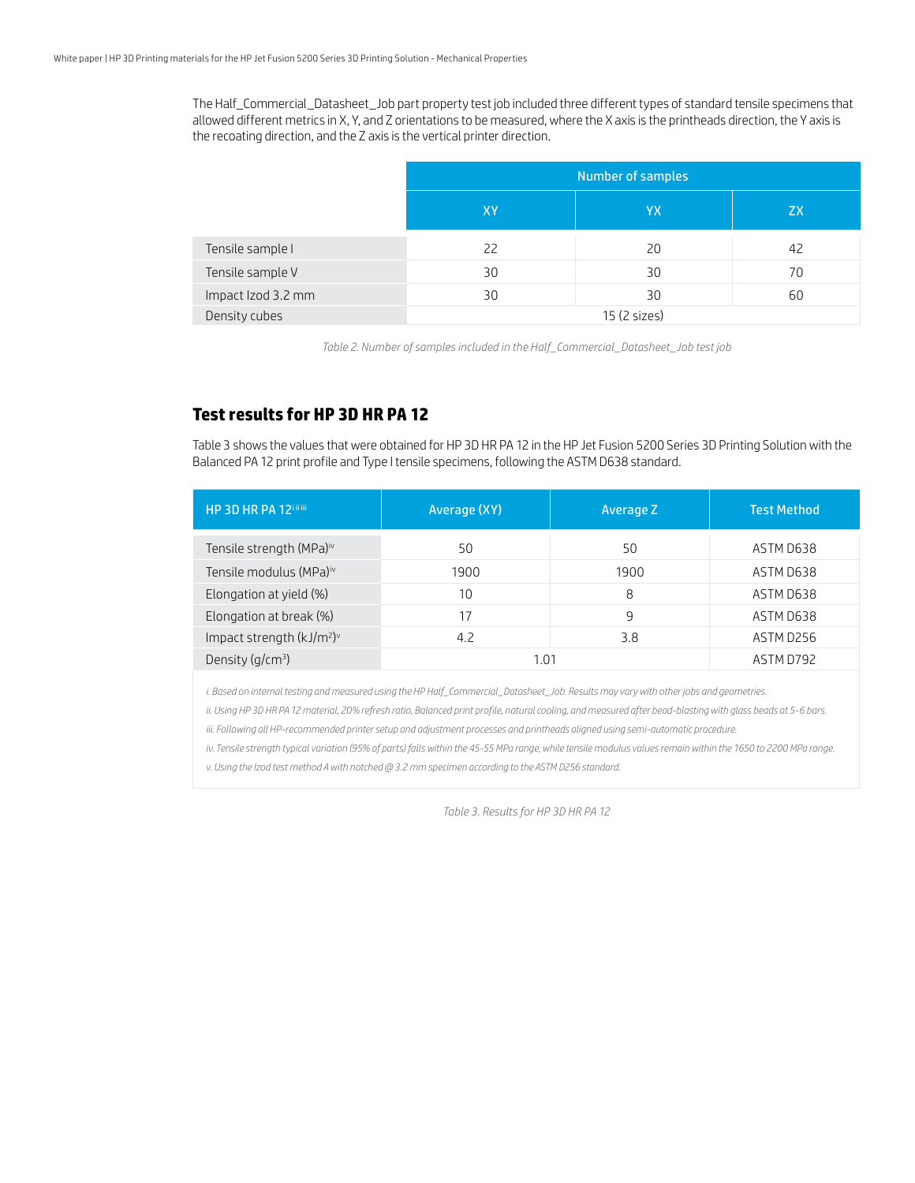The Half_Commercial_Datasheet_Job part property test job included three different types of standard tensile specimens that allowed different metrics in X, Y, and Z orientations to be measured, where the X axis is the printheads direction, the Y axis is the recoating direction, and the Z axis is the vertical printer direction.

| | Number of samples | | |
|---|---|---|---|
| | XY | YX | ZX |
| Tensile sample I | 22 | 20 | 42 |
| Tensile sample V | 30 | 30 | 70 |
| Impact Izod 3.2 mm | 30 | 30 | 60 |
| Density cubes | 15 (2 sizes) | | |

*Table 2. Number of samples included in the Half_Commercial_Datasheet_Job test job*

## Test results for HP 3D HR PA 12

Table 3 shows the values that were obtained for HP 3D HR PA 12 in the HP Jet Fusion 5200 Series 3D Printing Solution with the Balanced PA 12 print profile and Type I tensile specimens, following the ASTM D638 standard.

| HP 3D HR PA 12[i ii iii] | Average (XY) | Average Z | Test Method |
|---|---|---|---|
| Tensile strength (MPa)[iv] | 50 | 50 | ASTM D638 |
| Tensile modulus (MPa)[iv] | 1900 | 1900 | ASTM D638 |
| Elongation at yield (%) | 10 | 8 | ASTM D638 |
| Elongation at break (%) | 17 | 9 | ASTM D638 |
| Impact strength (kJ/m$^2$)[v] | 4.2 | 3.8 | ASTM D256 |
| Density (g/cm$^3$) | 1.01 | | ASTM D792 |

*i. Based on internal testing and measured using the HP Half_Commercial_Datasheet_Job. Results may vary with other jobs and geometries.*

*ii. Using HP 3D HR PA 12 material, 20% refresh ratio, Balanced print profile, natural cooling, and measured after bead-blasting with glass beads at 5-6 bars.*

*iii. Following all HP-recommended printer setup and adjustment processes and printheads aligned using semi-automatic procedure.*

*iv. Tensile strength typical variation (95% of parts) falls within the 45-55 MPa range, while tensile modulus values remain within the 1650 to 2200 MPa range.*

*v. Using the Izod test method A with notched @ 3.2 mm specimen according to the ASTM D256 standard.*

*Table 3. Results for HP 3D HR PA 12*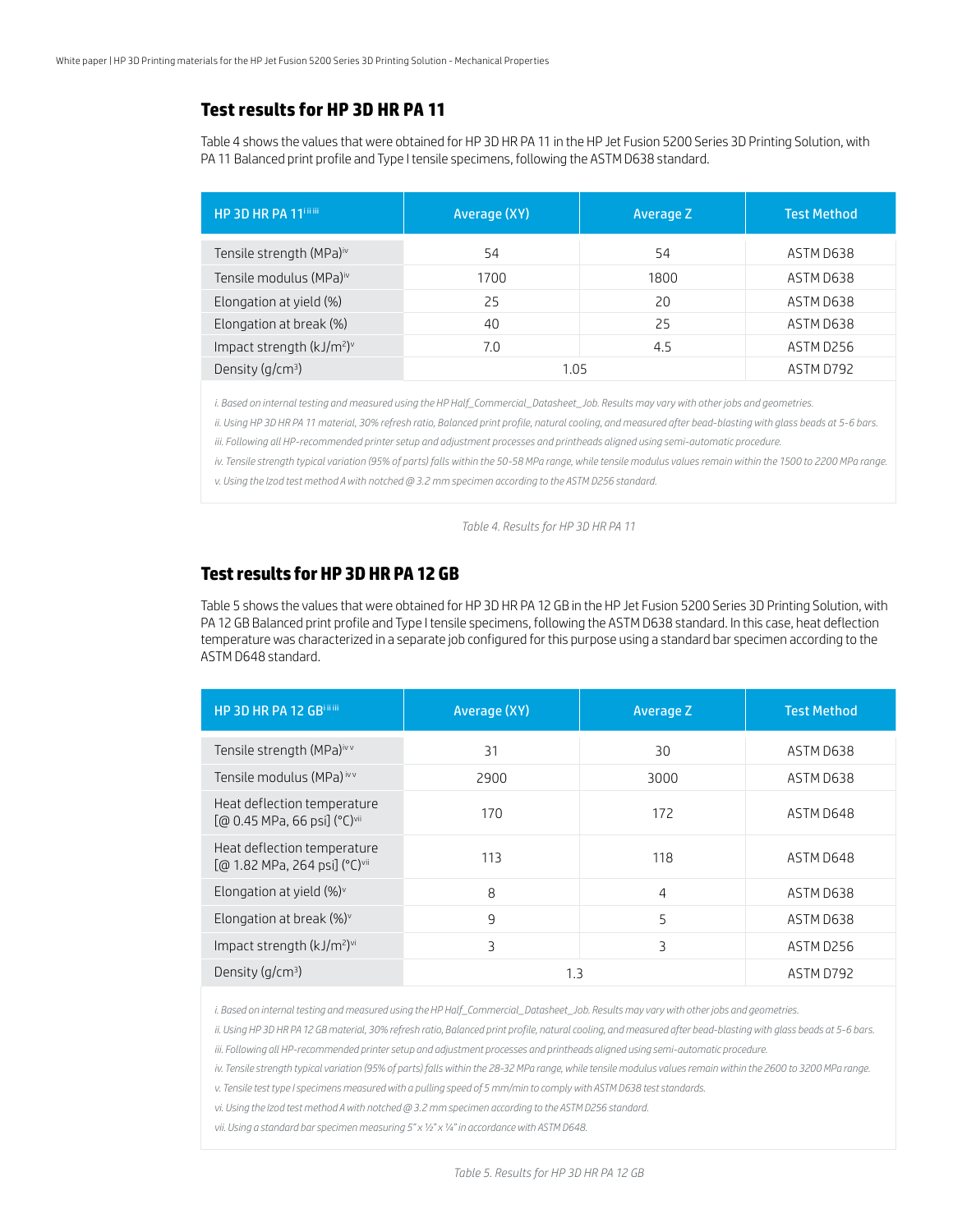## Test results for HP 3D HR PA 11

Table 4 shows the values that were obtained for HP 3D HR PA 11 in the HP Jet Fusion 5200 Series 3D Printing Solution, with PA 11 Balanced print profile and Type I tensile specimens, following the ASTM D638 standard.

| HP 3D HR PA 11[i ii iii] | Average (XY) | Average Z | Test Method |
|---|---|---|---|
| Tensile strength (MPa)[iv] | 54 | 54 | ASTM D638 |
| Tensile modulus (MPa)[iv] | 1700 | 1800 | ASTM D638 |
| Elongation at yield (%) | 25 | 20 | ASTM D638 |
| Elongation at break (%) | 40 | 25 | ASTM D638 |
| Impact strength (kJ/m$^2$)[v] | 7.0 | 4.5 | ASTM D256 |
| Density (g/cm$^3$) | 1.05 | | ASTM D792 |

*i. Based on internal testing and measured using the HP Half_Commercial_Datasheet_Job. Results may vary with other jobs and geometries.*

*ii. Using HP 3D HR PA 11 material, 30% refresh ratio, Balanced print profile, natural cooling, and measured after bead-blasting with glass beads at 5-6 bars.*

*iii. Following all HP-recommended printer setup and adjustment processes and printheads aligned using semi-automatic procedure.*

*iv. Tensile strength typical variation (95% of parts) falls within the 50-58 MPa range, while tensile modulus values remain within the 1500 to 2200 MPa range.*

*v. Using the Izod test method A with notched @ 3.2 mm specimen according to the ASTM D256 standard.*

Table 4. Results for HP 3D HR PA 11

## Test results for HP 3D HR PA 12 GB

Table 5 shows the values that were obtained for HP 3D HR PA 12 GB in the HP Jet Fusion 5200 Series 3D Printing Solution, with PA 12 GB Balanced print profile and Type I tensile specimens, following the ASTM D638 standard. In this case, heat deflection temperature was characterized in a separate job configured for this purpose using a standard bar specimen according to the ASTM D648 standard.

| HP 3D HR PA 12 GB[i ii iii] | Average (XY) | Average Z | Test Method |
|---|---|---|---|
| Tensile strength (MPa)[iv v] | 31 | 30 | ASTM D638 |
| Tensile modulus (MPa)[iv v] | 2900 | 3000 | ASTM D638 |
| Heat deflection temperature [@ 0.45 MPa, 66 psi] (°C)[vii] | 170 | 172 | ASTM D648 |
| Heat deflection temperature [@ 1.82 MPa, 264 psi] (°C)[vii] | 113 | 118 | ASTM D648 |
| Elongation at yield (%)[v] | 8 | 4 | ASTM D638 |
| Elongation at break (%)[v] | 9 | 5 | ASTM D638 |
| Impact strength (kJ/m$^2$)[vi] | 3 | 3 | ASTM D256 |
| Density (g/cm$^3$) | 1.3 | | ASTM D792 |

*i. Based on internal testing and measured using the HP Half_Commercial_Datasheet_Job. Results may vary with other jobs and geometries.*

*ii. Using HP 3D HR PA 12 GB material, 30% refresh ratio, Balanced print profile, natural cooling, and measured after bead-blasting with glass beads at 5-6 bars.*

*iii. Following all HP-recommended printer setup and adjustment processes and printheads aligned using semi-automatic procedure.*

*iv. Tensile strength typical variation (95% of parts) falls within the 28-32 MPa range, while tensile modulus values remain within the 2600 to 3200 MPa range.*

*v. Tensile test type I specimens measured with a pulling speed of 5 mm/min to comply with ASTM D638 test standards.*

*vi. Using the Izod test method A with notched @ 3.2 mm specimen according to the ASTM D256 standard.*

*vii. Using a standard bar specimen measuring 5" x ½" x ¼" in accordance with ASTM D648.*

Table 5. Results for HP 3D HR PA 12 GB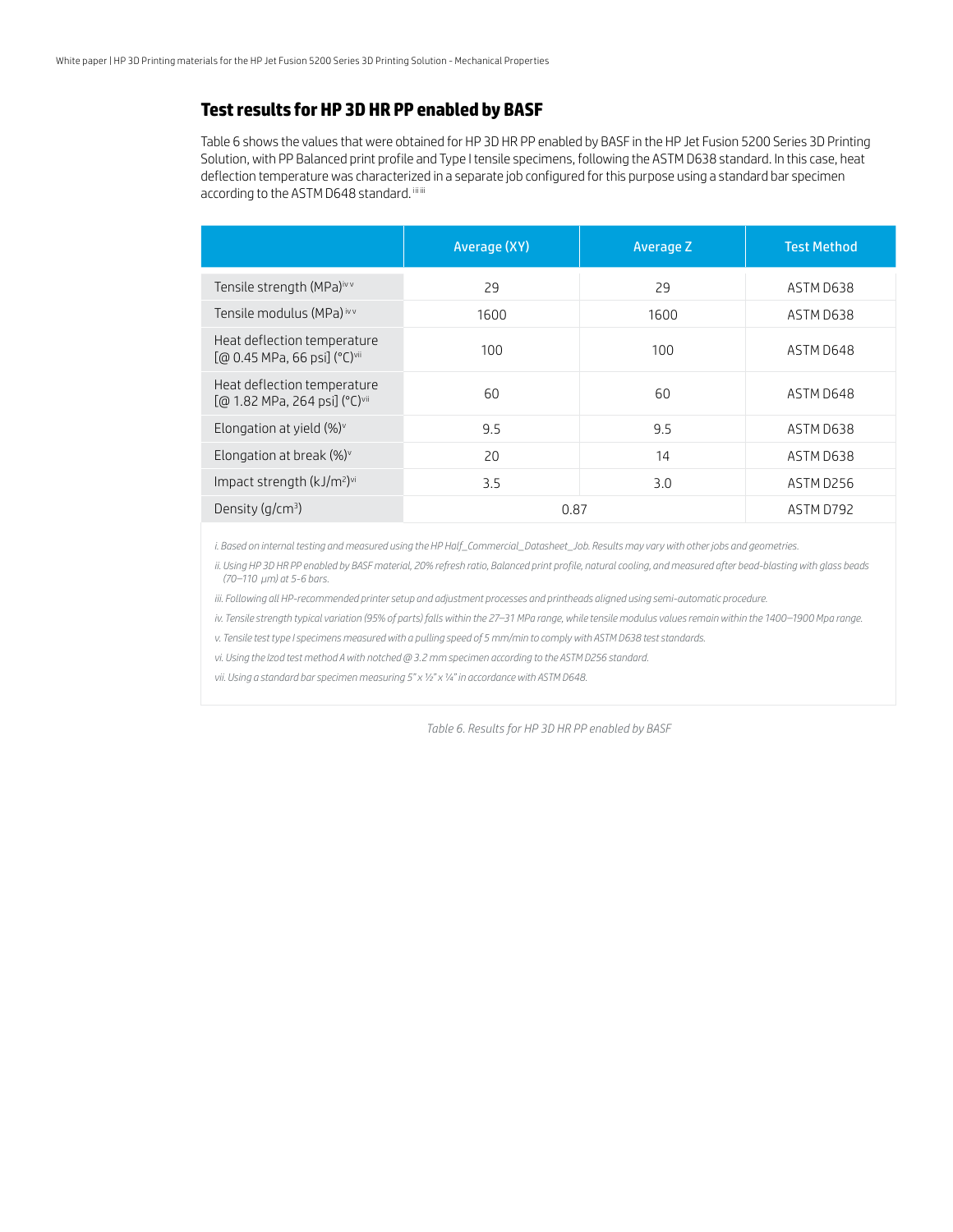## Test results for HP 3D HR PP enabled by BASF

Table 6 shows the values that were obtained for HP 3D HR PP enabled by BASF in the HP Jet Fusion 5200 Series 3D Printing Solution, with PP Balanced print profile and Type I tensile specimens, following the ASTM D638 standard. In this case, heat deflection temperature was characterized in a separate job configured for this purpose using a standard bar specimen according to the ASTM D648 standard.[i ii iii]

| | Average (XY) | Average Z | Test Method |
|---|---|---|---|
| Tensile strength (MPa)[iv v] | 29 | 29 | ASTM D638 |
| Tensile modulus (MPa)[iv v] | 1600 | 1600 | ASTM D638 |
| Heat deflection temperature [@ 0.45 MPa, 66 psi] (°C)[vii] | 100 | 100 | ASTM D648 |
| Heat deflection temperature [@ 1.82 MPa, 264 psi] (°C)[vii] | 60 | 60 | ASTM D648 |
| Elongation at yield (%)[v] | 9.5 | 9.5 | ASTM D638 |
| Elongation at break (%)[v] | 20 | 14 | ASTM D638 |
| Impact strength (kJ/m²)[vi] | 3.5 | 3.0 | ASTM D256 |
| Density (g/cm³) | 0.87 | | ASTM D792 |

*i. Based on internal testing and measured using the HP Half_Commercial_Datasheet_Job. Results may vary with other jobs and geometries.*

*ii. Using HP 3D HR PP enabled by BASF material, 20% refresh ratio, Balanced print profile, natural cooling, and measured after bead-blasting with glass beads (70–110 µm) at 5-6 bars.*

*iii. Following all HP-recommended printer setup and adjustment processes and printheads aligned using semi-automatic procedure.*

*iv. Tensile strength typical variation (95% of parts) falls within the 27–31 MPa range, while tensile modulus values remain within the 1400–1900 Mpa range.*

*v. Tensile test type I specimens measured with a pulling speed of 5 mm/min to comply with ASTM D638 test standards.*

*vi. Using the Izod test method A with notched @ 3.2 mm specimen according to the ASTM D256 standard.*

*vii. Using a standard bar specimen measuring 5" x ½" x ¼" in accordance with ASTM D648.*

*Table 6. Results for HP 3D HR PP enabled by BASF*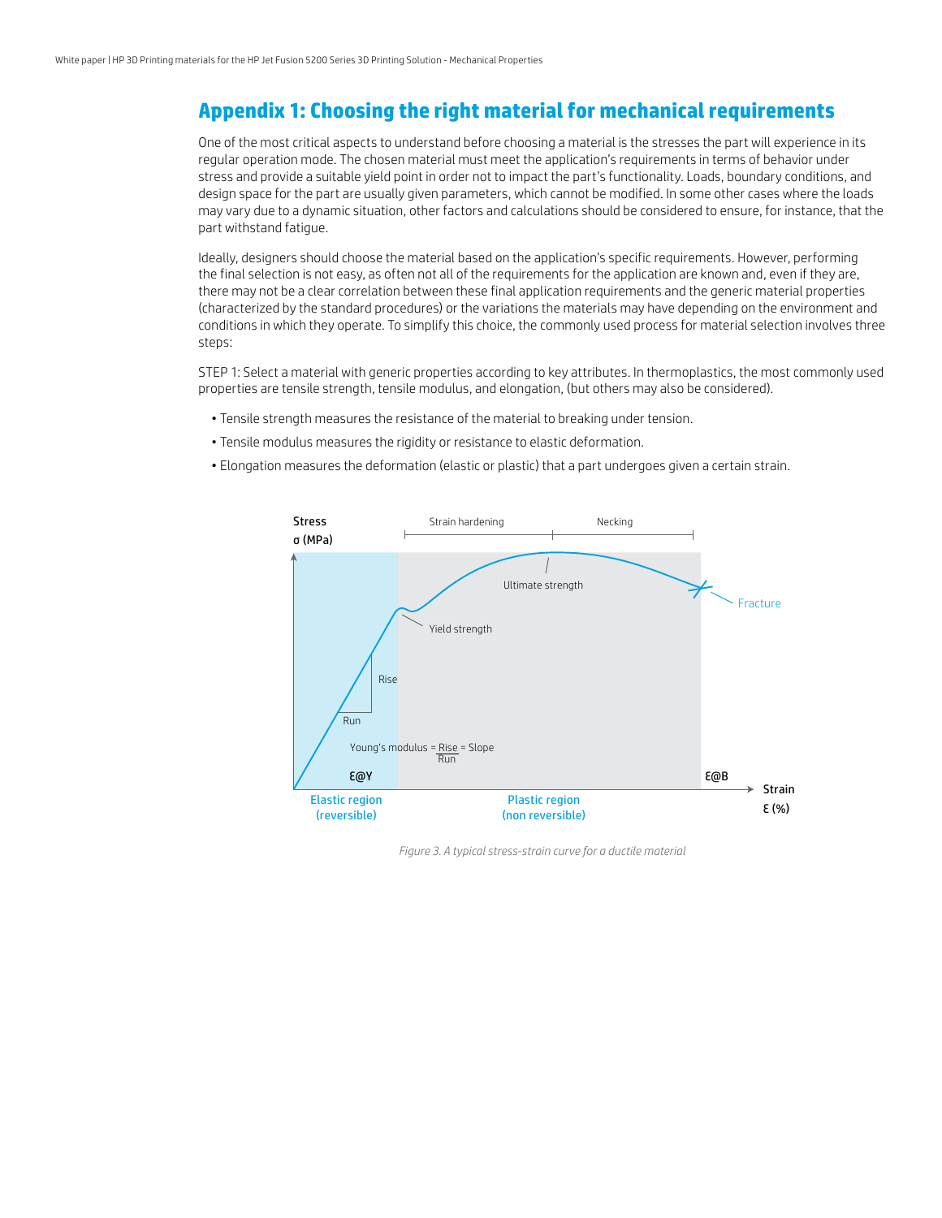## Appendix 1: Choosing the right material for mechanical requirements

One of the most critical aspects to understand before choosing a material is the stresses the part will experience in its regular operation mode. The chosen material must meet the application's requirements in terms of behavior under stress and provide a suitable yield point in order not to impact the part's functionality. Loads, boundary conditions, and design space for the part are usually given parameters, which cannot be modified. In some other cases where the loads may vary due to a dynamic situation, other factors and calculations should be considered to ensure, for instance, that the part withstand fatigue.

Ideally, designers should choose the material based on the application's specific requirements. However, performing the final selection is not easy, as often not all of the requirements for the application are known and, even if they are, there may not be a clear correlation between these final application requirements and the generic material properties (characterized by the standard procedures) or the variations the materials may have depending on the environment and conditions in which they operate. To simplify this choice, the commonly used process for material selection involves three steps:

STEP 1: Select a material with generic properties according to key attributes. In thermoplastics, the most commonly used properties are tensile strength, tensile modulus, and elongation, (but others may also be considered).

- Tensile strength measures the resistance of the material to breaking under tension.
- Tensile modulus measures the rigidity or resistance to elastic deformation.
- Elongation measures the deformation (elastic or plastic) that a part undergoes given a certain strain.

*Figure 3. A typical stress-strain curve for a ductile material*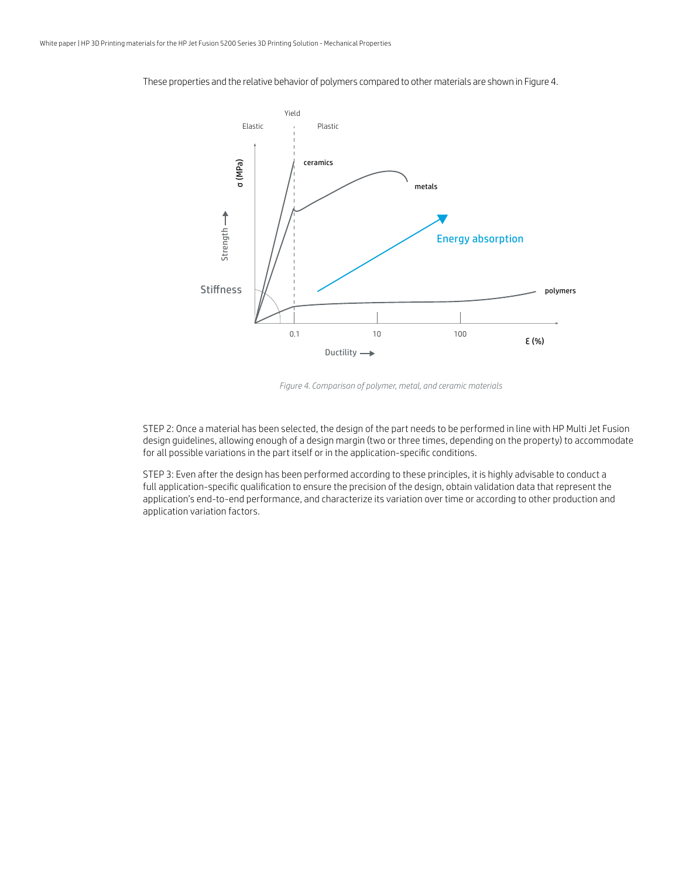These properties and the relative behavior of polymers compared to other materials are shown in Figure 4.

*Figure 4. Comparison of polymer, metal, and ceramic materials*

STEP 2: Once a material has been selected, the design of the part needs to be performed in line with HP Multi Jet Fusion design guidelines, allowing enough of a design margin (two or three times, depending on the property) to accommodate for all possible variations in the part itself or in the application-specific conditions.

STEP 3: Even after the design has been performed according to these principles, it is highly advisable to conduct a full application-specific qualification to ensure the precision of the design, obtain validation data that represent the application's end-to-end performance, and characterize its variation over time or according to other production and application variation factors.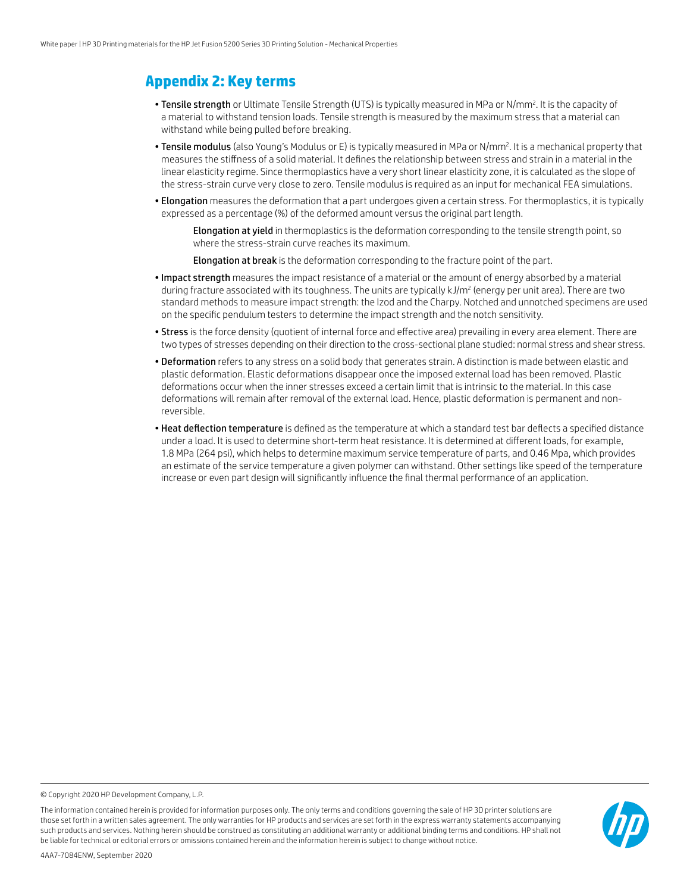## Appendix 2: Key terms

- **Tensile strength** or Ultimate Tensile Strength (UTS) is typically measured in MPa or $N/mm^2$. It is the capacity of a material to withstand tension loads. Tensile strength is measured by the maximum stress that a material can withstand while being pulled before breaking.
- **Tensile modulus** (also Young's Modulus or E) is typically measured in MPa or $N/mm^2$. It is a mechanical property that measures the stiffness of a solid material. It defines the relationship between stress and strain in a material in the linear elasticity regime. Since thermoplastics have a very short linear elasticity zone, it is calculated as the slope of the stress-strain curve very close to zero. Tensile modulus is required as an input for mechanical FEA simulations.
- **Elongation** measures the deformation that a part undergoes given a certain stress. For thermoplastics, it is typically expressed as a percentage (%) of the deformed amount versus the original part length.

  **Elongation at yield** in thermoplastics is the deformation corresponding to the tensile strength point, so where the stress-strain curve reaches its maximum.

  **Elongation at break** is the deformation corresponding to the fracture point of the part.
- **Impact strength** measures the impact resistance of a material or the amount of energy absorbed by a material during fracture associated with its toughness. The units are typically $kJ/m^2$ (energy per unit area). There are two standard methods to measure impact strength: the Izod and the Charpy. Notched and unnotched specimens are used on the specific pendulum testers to determine the impact strength and the notch sensitivity.
- **Stress** is the force density (quotient of internal force and effective area) prevailing in every area element. There are two types of stresses depending on their direction to the cross-sectional plane studied: normal stress and shear stress.
- **Deformation** refers to any stress on a solid body that generates strain. A distinction is made between elastic and plastic deformation. Elastic deformations disappear once the imposed external load has been removed. Plastic deformations occur when the inner stresses exceed a certain limit that is intrinsic to the material. In this case deformations will remain after removal of the external load. Hence, plastic deformation is permanent and non-reversible.
- **Heat deflection temperature** is defined as the temperature at which a standard test bar deflects a specified distance under a load. It is used to determine short-term heat resistance. It is determined at different loads, for example, 1.8 MPa (264 psi), which helps to determine maximum service temperature of parts, and 0.46 Mpa, which provides an estimate of the service temperature a given polymer can withstand. Other settings like speed of the temperature increase or even part design will significantly influence the final thermal performance of an application.

© Copyright 2020 HP Development Company, L.P.

The information contained herein is provided for information purposes only. The only terms and conditions governing the sale of HP 3D printer solutions are those set forth in a written sales agreement. The only warranties for HP products and services are set forth in the express warranty statements accompanying such products and services. Nothing herein should be construed as constituting an additional warranty or additional binding terms and conditions. HP shall not be liable for technical or editorial errors or omissions contained herein and the information herein is subject to change without notice.

4AA7-7084ENW, September 2020